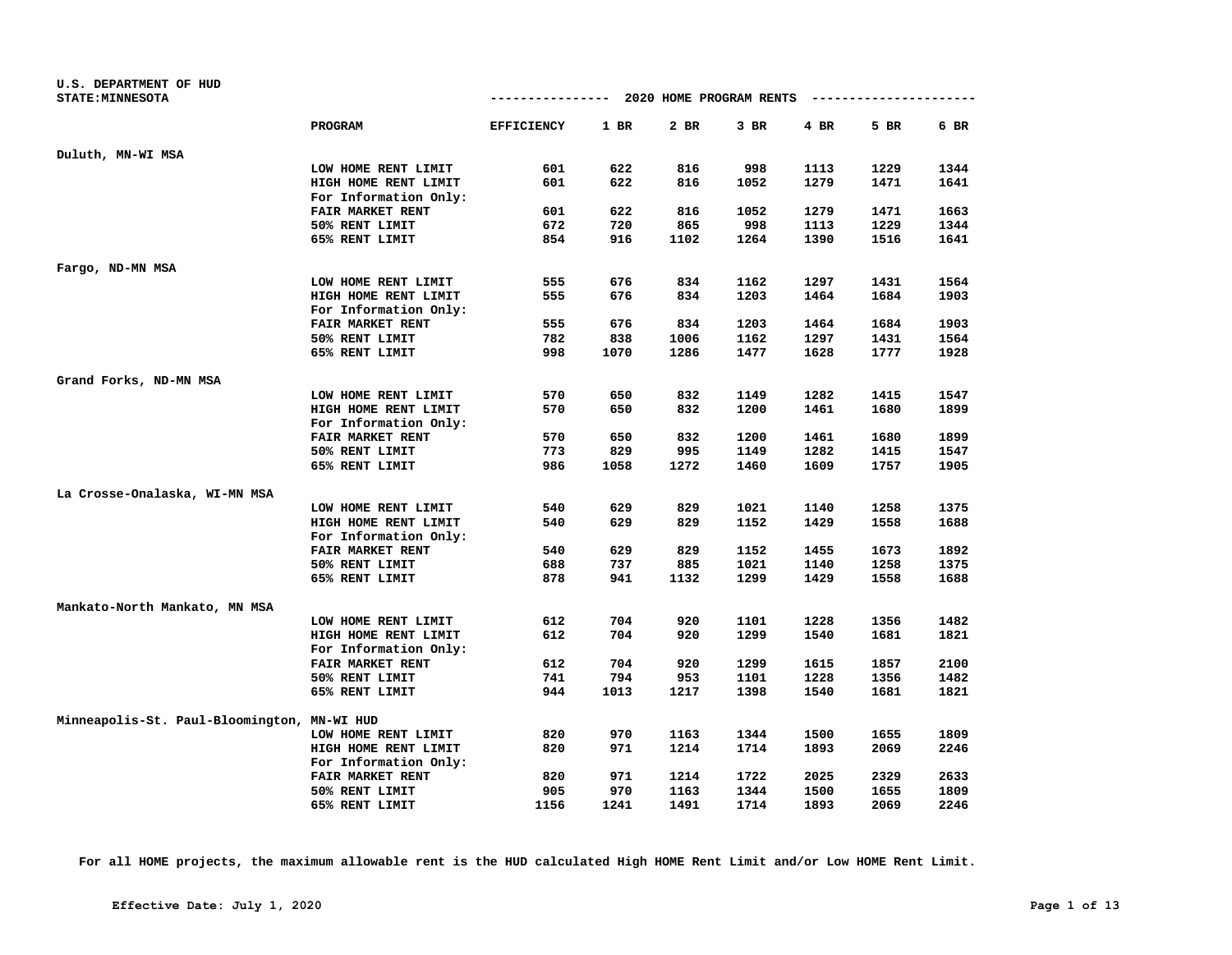U.S. DEPARTMENT OF HUD
STATE:MINNESOTA

## 2020 HOME PROGRAM RENTS

| | PROGRAM | EFFICIENCY | 1 BR | 2 BR | 3 BR | 4 BR | 5 BR | 6 BR |
|---|---|---|---|---|---|---|---|---|
| Duluth, MN-WI MSA | | | | | | | | |
| | LOW HOME RENT LIMIT | 601 | 622 | 816 | 998 | 1113 | 1229 | 1344 |
| | HIGH HOME RENT LIMIT | 601 | 622 | 816 | 1052 | 1279 | 1471 | 1641 |
| | For Information Only: | | | | | | | |
| | FAIR MARKET RENT | 601 | 622 | 816 | 1052 | 1279 | 1471 | 1663 |
| | 50% RENT LIMIT | 672 | 720 | 865 | 998 | 1113 | 1229 | 1344 |
| | 65% RENT LIMIT | 854 | 916 | 1102 | 1264 | 1390 | 1516 | 1641 |
| Fargo, ND-MN MSA | | | | | | | | |
| | LOW HOME RENT LIMIT | 555 | 676 | 834 | 1162 | 1297 | 1431 | 1564 |
| | HIGH HOME RENT LIMIT | 555 | 676 | 834 | 1203 | 1464 | 1684 | 1903 |
| | For Information Only: | | | | | | | |
| | FAIR MARKET RENT | 555 | 676 | 834 | 1203 | 1464 | 1684 | 1903 |
| | 50% RENT LIMIT | 782 | 838 | 1006 | 1162 | 1297 | 1431 | 1564 |
| | 65% RENT LIMIT | 998 | 1070 | 1286 | 1477 | 1628 | 1777 | 1928 |
| Grand Forks, ND-MN MSA | | | | | | | | |
| | LOW HOME RENT LIMIT | 570 | 650 | 832 | 1149 | 1282 | 1415 | 1547 |
| | HIGH HOME RENT LIMIT | 570 | 650 | 832 | 1200 | 1461 | 1680 | 1899 |
| | For Information Only: | | | | | | | |
| | FAIR MARKET RENT | 570 | 650 | 832 | 1200 | 1461 | 1680 | 1899 |
| | 50% RENT LIMIT | 773 | 829 | 995 | 1149 | 1282 | 1415 | 1547 |
| | 65% RENT LIMIT | 986 | 1058 | 1272 | 1460 | 1609 | 1757 | 1905 |
| La Crosse-Onalaska, WI-MN MSA | | | | | | | | |
| | LOW HOME RENT LIMIT | 540 | 629 | 829 | 1021 | 1140 | 1258 | 1375 |
| | HIGH HOME RENT LIMIT | 540 | 629 | 829 | 1152 | 1429 | 1558 | 1688 |
| | For Information Only: | | | | | | | |
| | FAIR MARKET RENT | 540 | 629 | 829 | 1152 | 1455 | 1673 | 1892 |
| | 50% RENT LIMIT | 688 | 737 | 885 | 1021 | 1140 | 1258 | 1375 |
| | 65% RENT LIMIT | 878 | 941 | 1132 | 1299 | 1429 | 1558 | 1688 |
| Mankato-North Mankato, MN MSA | | | | | | | | |
| | LOW HOME RENT LIMIT | 612 | 704 | 920 | 1101 | 1228 | 1356 | 1482 |
| | HIGH HOME RENT LIMIT | 612 | 704 | 920 | 1299 | 1540 | 1681 | 1821 |
| | For Information Only: | | | | | | | |
| | FAIR MARKET RENT | 612 | 704 | 920 | 1299 | 1615 | 1857 | 2100 |
| | 50% RENT LIMIT | 741 | 794 | 953 | 1101 | 1228 | 1356 | 1482 |
| | 65% RENT LIMIT | 944 | 1013 | 1217 | 1398 | 1540 | 1681 | 1821 |
| Minneapolis-St. Paul-Bloomington, MN-WI HUD | | | | | | | | |
| | LOW HOME RENT LIMIT | 820 | 970 | 1163 | 1344 | 1500 | 1655 | 1809 |
| | HIGH HOME RENT LIMIT | 820 | 971 | 1214 | 1714 | 1893 | 2069 | 2246 |
| | For Information Only: | | | | | | | |
| | FAIR MARKET RENT | 820 | 971 | 1214 | 1722 | 2025 | 2329 | 2633 |
| | 50% RENT LIMIT | 905 | 970 | 1163 | 1344 | 1500 | 1655 | 1809 |
| | 65% RENT LIMIT | 1156 | 1241 | 1491 | 1714 | 1893 | 2069 | 2246 |

**For all HOME projects, the maximum allowable rent is the HUD calculated High HOME Rent Limit and/or Low HOME Rent Limit.**

**Effective Date: July 1, 2020**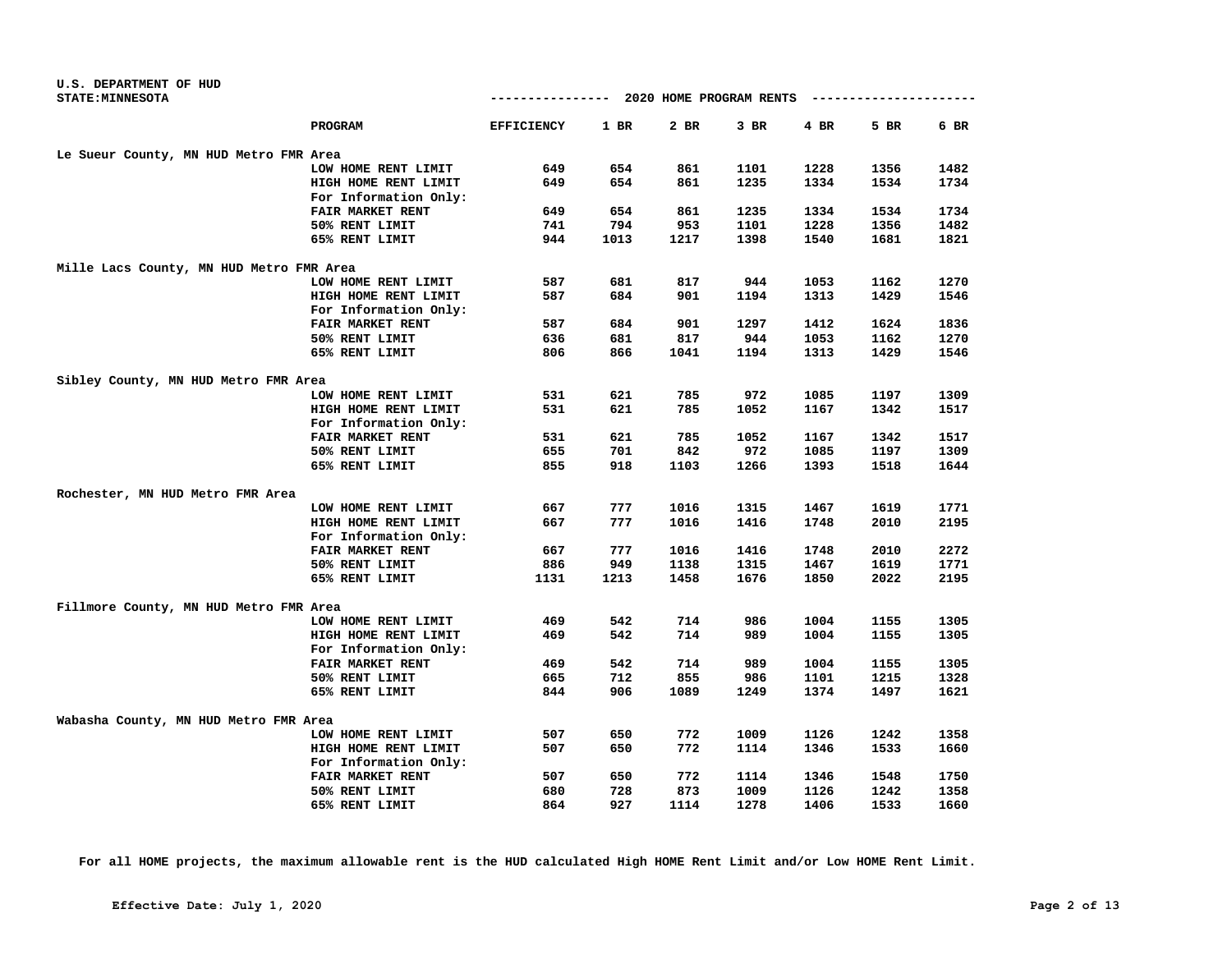U.S. DEPARTMENT OF HUD
STATE:MINNESOTA

## 2020 HOME PROGRAM RENTS

| | PROGRAM | EFFICIENCY | 1 BR | 2 BR | 3 BR | 4 BR | 5 BR | 6 BR |
|---|---|---|---|---|---|---|---|---|
| **Le Sueur County, MN HUD Metro FMR Area** | | | | | | | | |
| | LOW HOME RENT LIMIT | 649 | 654 | 861 | 1101 | 1228 | 1356 | 1482 |
| | HIGH HOME RENT LIMIT | 649 | 654 | 861 | 1235 | 1334 | 1534 | 1734 |
| | For Information Only: | | | | | | | |
| | FAIR MARKET RENT | 649 | 654 | 861 | 1235 | 1334 | 1534 | 1734 |
| | 50% RENT LIMIT | 741 | 794 | 953 | 1101 | 1228 | 1356 | 1482 |
| | 65% RENT LIMIT | 944 | 1013 | 1217 | 1398 | 1540 | 1681 | 1821 |
| **Mille Lacs County, MN HUD Metro FMR Area** | | | | | | | | |
| | LOW HOME RENT LIMIT | 587 | 681 | 817 | 944 | 1053 | 1162 | 1270 |
| | HIGH HOME RENT LIMIT | 587 | 684 | 901 | 1194 | 1313 | 1429 | 1546 |
| | For Information Only: | | | | | | | |
| | FAIR MARKET RENT | 587 | 684 | 901 | 1297 | 1412 | 1624 | 1836 |
| | 50% RENT LIMIT | 636 | 681 | 817 | 944 | 1053 | 1162 | 1270 |
| | 65% RENT LIMIT | 806 | 866 | 1041 | 1194 | 1313 | 1429 | 1546 |
| **Sibley County, MN HUD Metro FMR Area** | | | | | | | | |
| | LOW HOME RENT LIMIT | 531 | 621 | 785 | 972 | 1085 | 1197 | 1309 |
| | HIGH HOME RENT LIMIT | 531 | 621 | 785 | 1052 | 1167 | 1342 | 1517 |
| | For Information Only: | | | | | | | |
| | FAIR MARKET RENT | 531 | 621 | 785 | 1052 | 1167 | 1342 | 1517 |
| | 50% RENT LIMIT | 655 | 701 | 842 | 972 | 1085 | 1197 | 1309 |
| | 65% RENT LIMIT | 855 | 918 | 1103 | 1266 | 1393 | 1518 | 1644 |
| **Rochester, MN HUD Metro FMR Area** | | | | | | | | |
| | LOW HOME RENT LIMIT | 667 | 777 | 1016 | 1315 | 1467 | 1619 | 1771 |
| | HIGH HOME RENT LIMIT | 667 | 777 | 1016 | 1416 | 1748 | 2010 | 2195 |
| | For Information Only: | | | | | | | |
| | FAIR MARKET RENT | 667 | 777 | 1016 | 1416 | 1748 | 2010 | 2272 |
| | 50% RENT LIMIT | 886 | 949 | 1138 | 1315 | 1467 | 1619 | 1771 |
| | 65% RENT LIMIT | 1131 | 1213 | 1458 | 1676 | 1850 | 2022 | 2195 |
| **Fillmore County, MN HUD Metro FMR Area** | | | | | | | | |
| | LOW HOME RENT LIMIT | 469 | 542 | 714 | 986 | 1004 | 1155 | 1305 |
| | HIGH HOME RENT LIMIT | 469 | 542 | 714 | 989 | 1004 | 1155 | 1305 |
| | For Information Only: | | | | | | | |
| | FAIR MARKET RENT | 469 | 542 | 714 | 989 | 1004 | 1155 | 1305 |
| | 50% RENT LIMIT | 665 | 712 | 855 | 986 | 1101 | 1215 | 1328 |
| | 65% RENT LIMIT | 844 | 906 | 1089 | 1249 | 1374 | 1497 | 1621 |
| **Wabasha County, MN HUD Metro FMR Area** | | | | | | | | |
| | LOW HOME RENT LIMIT | 507 | 650 | 772 | 1009 | 1126 | 1242 | 1358 |
| | HIGH HOME RENT LIMIT | 507 | 650 | 772 | 1114 | 1346 | 1533 | 1660 |
| | For Information Only: | | | | | | | |
| | FAIR MARKET RENT | 507 | 650 | 772 | 1114 | 1346 | 1548 | 1750 |
| | 50% RENT LIMIT | 680 | 728 | 873 | 1009 | 1126 | 1242 | 1358 |
| | 65% RENT LIMIT | 864 | 927 | 1114 | 1278 | 1406 | 1533 | 1660 |

**For all HOME projects, the maximum allowable rent is the HUD calculated High HOME Rent Limit and/or Low HOME Rent Limit.**

**Effective Date: July 1, 2020**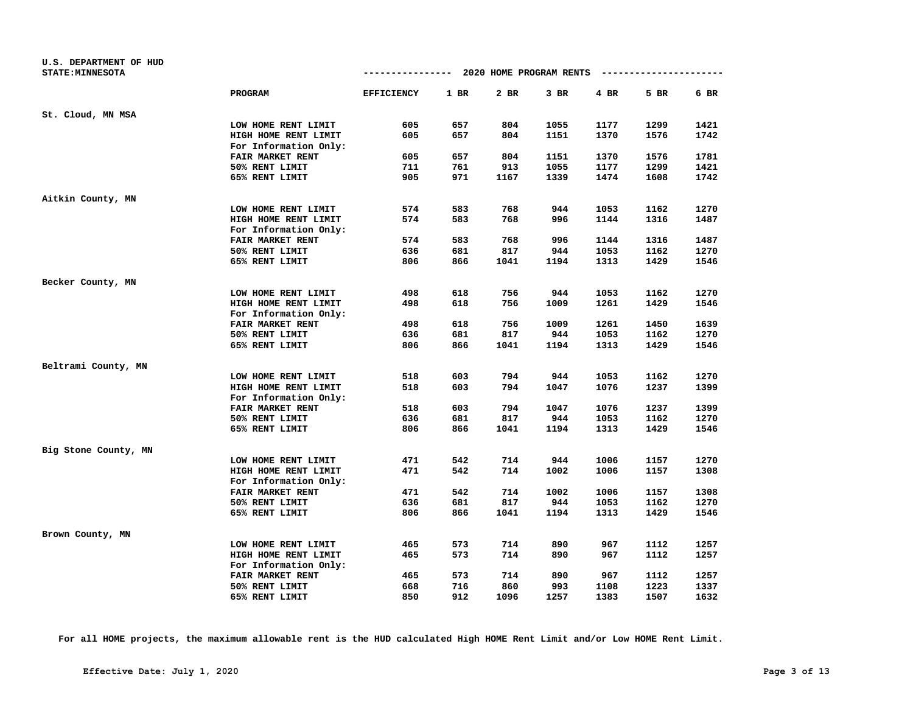U.S. DEPARTMENT OF HUD
STATE:MINNESOTA

## 2020 HOME PROGRAM RENTS

| | PROGRAM | EFFICIENCY | 1 BR | 2 BR | 3 BR | 4 BR | 5 BR | 6 BR |
|---|---|---|---|---|---|---|---|---|
| St. Cloud, MN MSA | | | | | | | | |
| | LOW HOME RENT LIMIT | 605 | 657 | 804 | 1055 | 1177 | 1299 | 1421 |
| | HIGH HOME RENT LIMIT | 605 | 657 | 804 | 1151 | 1370 | 1576 | 1742 |
| | For Information Only: | | | | | | | |
| | FAIR MARKET RENT | 605 | 657 | 804 | 1151 | 1370 | 1576 | 1781 |
| | 50% RENT LIMIT | 711 | 761 | 913 | 1055 | 1177 | 1299 | 1421 |
| | 65% RENT LIMIT | 905 | 971 | 1167 | 1339 | 1474 | 1608 | 1742 |
| Aitkin County, MN | | | | | | | | |
| | LOW HOME RENT LIMIT | 574 | 583 | 768 | 944 | 1053 | 1162 | 1270 |
| | HIGH HOME RENT LIMIT | 574 | 583 | 768 | 996 | 1144 | 1316 | 1487 |
| | For Information Only: | | | | | | | |
| | FAIR MARKET RENT | 574 | 583 | 768 | 996 | 1144 | 1316 | 1487 |
| | 50% RENT LIMIT | 636 | 681 | 817 | 944 | 1053 | 1162 | 1270 |
| | 65% RENT LIMIT | 806 | 866 | 1041 | 1194 | 1313 | 1429 | 1546 |
| Becker County, MN | | | | | | | | |
| | LOW HOME RENT LIMIT | 498 | 618 | 756 | 944 | 1053 | 1162 | 1270 |
| | HIGH HOME RENT LIMIT | 498 | 618 | 756 | 1009 | 1261 | 1429 | 1546 |
| | For Information Only: | | | | | | | |
| | FAIR MARKET RENT | 498 | 618 | 756 | 1009 | 1261 | 1450 | 1639 |
| | 50% RENT LIMIT | 636 | 681 | 817 | 944 | 1053 | 1162 | 1270 |
| | 65% RENT LIMIT | 806 | 866 | 1041 | 1194 | 1313 | 1429 | 1546 |
| Beltrami County, MN | | | | | | | | |
| | LOW HOME RENT LIMIT | 518 | 603 | 794 | 944 | 1053 | 1162 | 1270 |
| | HIGH HOME RENT LIMIT | 518 | 603 | 794 | 1047 | 1076 | 1237 | 1399 |
| | For Information Only: | | | | | | | |
| | FAIR MARKET RENT | 518 | 603 | 794 | 1047 | 1076 | 1237 | 1399 |
| | 50% RENT LIMIT | 636 | 681 | 817 | 944 | 1053 | 1162 | 1270 |
| | 65% RENT LIMIT | 806 | 866 | 1041 | 1194 | 1313 | 1429 | 1546 |
| Big Stone County, MN | | | | | | | | |
| | LOW HOME RENT LIMIT | 471 | 542 | 714 | 944 | 1006 | 1157 | 1270 |
| | HIGH HOME RENT LIMIT | 471 | 542 | 714 | 1002 | 1006 | 1157 | 1308 |
| | For Information Only: | | | | | | | |
| | FAIR MARKET RENT | 471 | 542 | 714 | 1002 | 1006 | 1157 | 1308 |
| | 50% RENT LIMIT | 636 | 681 | 817 | 944 | 1053 | 1162 | 1270 |
| | 65% RENT LIMIT | 806 | 866 | 1041 | 1194 | 1313 | 1429 | 1546 |
| Brown County, MN | | | | | | | | |
| | LOW HOME RENT LIMIT | 465 | 573 | 714 | 890 | 967 | 1112 | 1257 |
| | HIGH HOME RENT LIMIT | 465 | 573 | 714 | 890 | 967 | 1112 | 1257 |
| | For Information Only: | | | | | | | |
| | FAIR MARKET RENT | 465 | 573 | 714 | 890 | 967 | 1112 | 1257 |
| | 50% RENT LIMIT | 668 | 716 | 860 | 993 | 1108 | 1223 | 1337 |
| | 65% RENT LIMIT | 850 | 912 | 1096 | 1257 | 1383 | 1507 | 1632 |

**For all HOME projects, the maximum allowable rent is the HUD calculated High HOME Rent Limit and/or Low HOME Rent Limit.**

**Effective Date: July 1, 2020**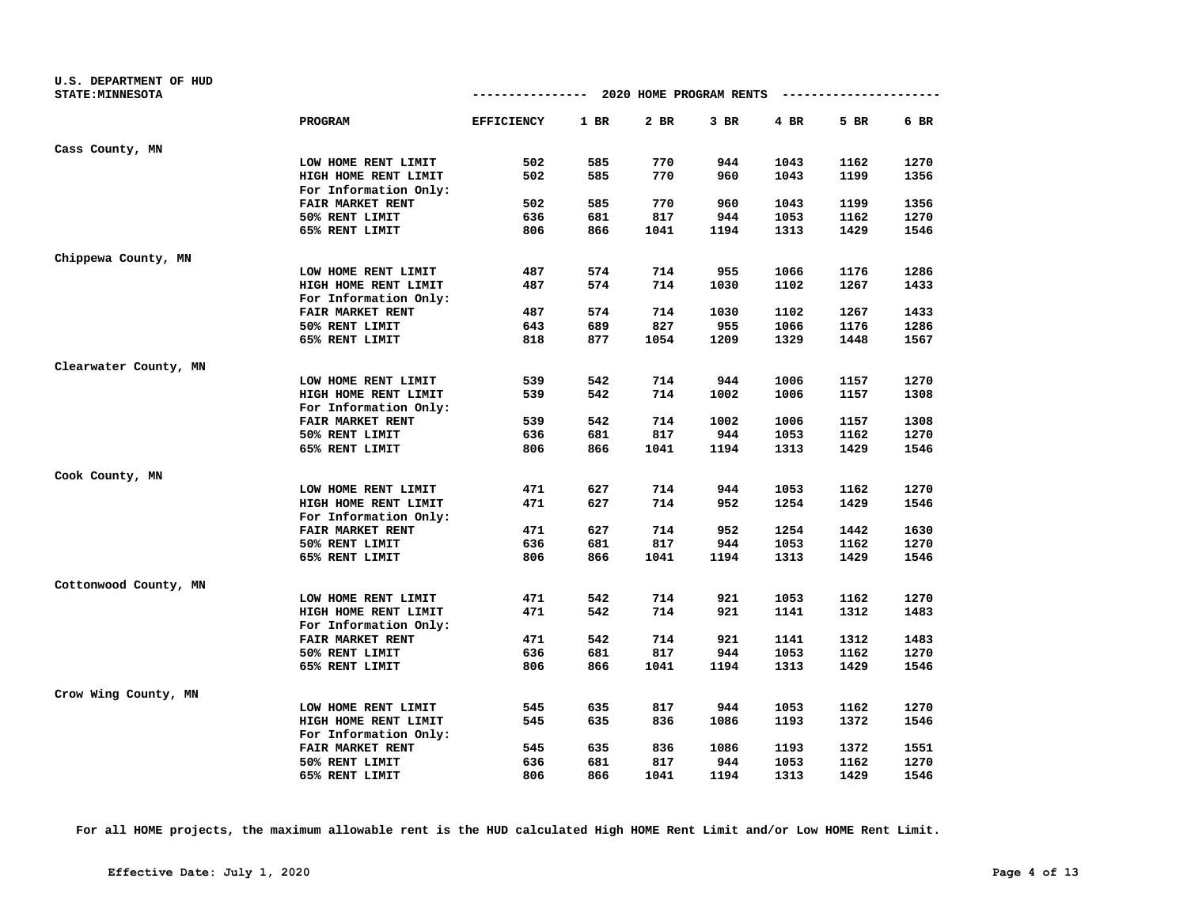U.S. DEPARTMENT OF HUD
STATE:MINNESOTA

## 2020 HOME PROGRAM RENTS

| | PROGRAM | EFFICIENCY | 1 BR | 2 BR | 3 BR | 4 BR | 5 BR | 6 BR |
|---|---|---|---|---|---|---|---|---|
| Cass County, MN | | | | | | | | |
| | LOW HOME RENT LIMIT | 502 | 585 | 770 | 944 | 1043 | 1162 | 1270 |
| | HIGH HOME RENT LIMIT | 502 | 585 | 770 | 960 | 1043 | 1199 | 1356 |
| | For Information Only: | | | | | | | |
| | FAIR MARKET RENT | 502 | 585 | 770 | 960 | 1043 | 1199 | 1356 |
| | 50% RENT LIMIT | 636 | 681 | 817 | 944 | 1053 | 1162 | 1270 |
| | 65% RENT LIMIT | 806 | 866 | 1041 | 1194 | 1313 | 1429 | 1546 |
| Chippewa County, MN | | | | | | | | |
| | LOW HOME RENT LIMIT | 487 | 574 | 714 | 955 | 1066 | 1176 | 1286 |
| | HIGH HOME RENT LIMIT | 487 | 574 | 714 | 1030 | 1102 | 1267 | 1433 |
| | For Information Only: | | | | | | | |
| | FAIR MARKET RENT | 487 | 574 | 714 | 1030 | 1102 | 1267 | 1433 |
| | 50% RENT LIMIT | 643 | 689 | 827 | 955 | 1066 | 1176 | 1286 |
| | 65% RENT LIMIT | 818 | 877 | 1054 | 1209 | 1329 | 1448 | 1567 |
| Clearwater County, MN | | | | | | | | |
| | LOW HOME RENT LIMIT | 539 | 542 | 714 | 944 | 1006 | 1157 | 1270 |
| | HIGH HOME RENT LIMIT | 539 | 542 | 714 | 1002 | 1006 | 1157 | 1308 |
| | For Information Only: | | | | | | | |
| | FAIR MARKET RENT | 539 | 542 | 714 | 1002 | 1006 | 1157 | 1308 |
| | 50% RENT LIMIT | 636 | 681 | 817 | 944 | 1053 | 1162 | 1270 |
| | 65% RENT LIMIT | 806 | 866 | 1041 | 1194 | 1313 | 1429 | 1546 |
| Cook County, MN | | | | | | | | |
| | LOW HOME RENT LIMIT | 471 | 627 | 714 | 944 | 1053 | 1162 | 1270 |
| | HIGH HOME RENT LIMIT | 471 | 627 | 714 | 952 | 1254 | 1429 | 1546 |
| | For Information Only: | | | | | | | |
| | FAIR MARKET RENT | 471 | 627 | 714 | 952 | 1254 | 1442 | 1630 |
| | 50% RENT LIMIT | 636 | 681 | 817 | 944 | 1053 | 1162 | 1270 |
| | 65% RENT LIMIT | 806 | 866 | 1041 | 1194 | 1313 | 1429 | 1546 |
| Cottonwood County, MN | | | | | | | | |
| | LOW HOME RENT LIMIT | 471 | 542 | 714 | 921 | 1053 | 1162 | 1270 |
| | HIGH HOME RENT LIMIT | 471 | 542 | 714 | 921 | 1141 | 1312 | 1483 |
| | For Information Only: | | | | | | | |
| | FAIR MARKET RENT | 471 | 542 | 714 | 921 | 1141 | 1312 | 1483 |
| | 50% RENT LIMIT | 636 | 681 | 817 | 944 | 1053 | 1162 | 1270 |
| | 65% RENT LIMIT | 806 | 866 | 1041 | 1194 | 1313 | 1429 | 1546 |
| Crow Wing County, MN | | | | | | | | |
| | LOW HOME RENT LIMIT | 545 | 635 | 817 | 944 | 1053 | 1162 | 1270 |
| | HIGH HOME RENT LIMIT | 545 | 635 | 836 | 1086 | 1193 | 1372 | 1546 |
| | For Information Only: | | | | | | | |
| | FAIR MARKET RENT | 545 | 635 | 836 | 1086 | 1193 | 1372 | 1551 |
| | 50% RENT LIMIT | 636 | 681 | 817 | 944 | 1053 | 1162 | 1270 |
| | 65% RENT LIMIT | 806 | 866 | 1041 | 1194 | 1313 | 1429 | 1546 |

**For all HOME projects, the maximum allowable rent is the HUD calculated High HOME Rent Limit and/or Low HOME Rent Limit.**

**Effective Date: July 1, 2020**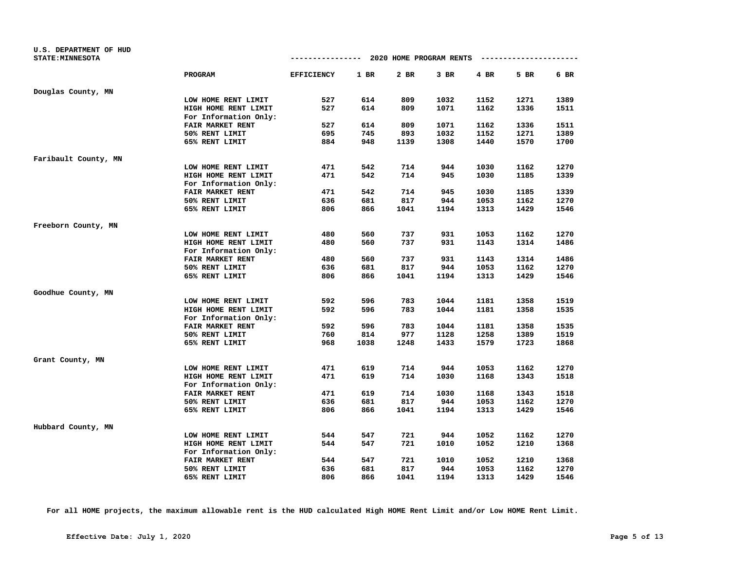U.S. DEPARTMENT OF HUD
STATE:MINNESOTA

## 2020 HOME PROGRAM RENTS

| | PROGRAM | EFFICIENCY | 1 BR | 2 BR | 3 BR | 4 BR | 5 BR | 6 BR |
|---|---|---|---|---|---|---|---|---|
| Douglas County, MN | | | | | | | | |
| | LOW HOME RENT LIMIT | 527 | 614 | 809 | 1032 | 1152 | 1271 | 1389 |
| | HIGH HOME RENT LIMIT | 527 | 614 | 809 | 1071 | 1162 | 1336 | 1511 |
| | For Information Only: | | | | | | | |
| | FAIR MARKET RENT | 527 | 614 | 809 | 1071 | 1162 | 1336 | 1511 |
| | 50% RENT LIMIT | 695 | 745 | 893 | 1032 | 1152 | 1271 | 1389 |
| | 65% RENT LIMIT | 884 | 948 | 1139 | 1308 | 1440 | 1570 | 1700 |
| Faribault County, MN | | | | | | | | |
| | LOW HOME RENT LIMIT | 471 | 542 | 714 | 944 | 1030 | 1162 | 1270 |
| | HIGH HOME RENT LIMIT | 471 | 542 | 714 | 945 | 1030 | 1185 | 1339 |
| | For Information Only: | | | | | | | |
| | FAIR MARKET RENT | 471 | 542 | 714 | 945 | 1030 | 1185 | 1339 |
| | 50% RENT LIMIT | 636 | 681 | 817 | 944 | 1053 | 1162 | 1270 |
| | 65% RENT LIMIT | 806 | 866 | 1041 | 1194 | 1313 | 1429 | 1546 |
| Freeborn County, MN | | | | | | | | |
| | LOW HOME RENT LIMIT | 480 | 560 | 737 | 931 | 1053 | 1162 | 1270 |
| | HIGH HOME RENT LIMIT | 480 | 560 | 737 | 931 | 1143 | 1314 | 1486 |
| | For Information Only: | | | | | | | |
| | FAIR MARKET RENT | 480 | 560 | 737 | 931 | 1143 | 1314 | 1486 |
| | 50% RENT LIMIT | 636 | 681 | 817 | 944 | 1053 | 1162 | 1270 |
| | 65% RENT LIMIT | 806 | 866 | 1041 | 1194 | 1313 | 1429 | 1546 |
| Goodhue County, MN | | | | | | | | |
| | LOW HOME RENT LIMIT | 592 | 596 | 783 | 1044 | 1181 | 1358 | 1519 |
| | HIGH HOME RENT LIMIT | 592 | 596 | 783 | 1044 | 1181 | 1358 | 1535 |
| | For Information Only: | | | | | | | |
| | FAIR MARKET RENT | 592 | 596 | 783 | 1044 | 1181 | 1358 | 1535 |
| | 50% RENT LIMIT | 760 | 814 | 977 | 1128 | 1258 | 1389 | 1519 |
| | 65% RENT LIMIT | 968 | 1038 | 1248 | 1433 | 1579 | 1723 | 1868 |
| Grant County, MN | | | | | | | | |
| | LOW HOME RENT LIMIT | 471 | 619 | 714 | 944 | 1053 | 1162 | 1270 |
| | HIGH HOME RENT LIMIT | 471 | 619 | 714 | 1030 | 1168 | 1343 | 1518 |
| | For Information Only: | | | | | | | |
| | FAIR MARKET RENT | 471 | 619 | 714 | 1030 | 1168 | 1343 | 1518 |
| | 50% RENT LIMIT | 636 | 681 | 817 | 944 | 1053 | 1162 | 1270 |
| | 65% RENT LIMIT | 806 | 866 | 1041 | 1194 | 1313 | 1429 | 1546 |
| Hubbard County, MN | | | | | | | | |
| | LOW HOME RENT LIMIT | 544 | 547 | 721 | 944 | 1052 | 1162 | 1270 |
| | HIGH HOME RENT LIMIT | 544 | 547 | 721 | 1010 | 1052 | 1210 | 1368 |
| | For Information Only: | | | | | | | |
| | FAIR MARKET RENT | 544 | 547 | 721 | 1010 | 1052 | 1210 | 1368 |
| | 50% RENT LIMIT | 636 | 681 | 817 | 944 | 1053 | 1162 | 1270 |
| | 65% RENT LIMIT | 806 | 866 | 1041 | 1194 | 1313 | 1429 | 1546 |

**For all HOME projects, the maximum allowable rent is the HUD calculated High HOME Rent Limit and/or Low HOME Rent Limit.**

**Effective Date: July 1, 2020**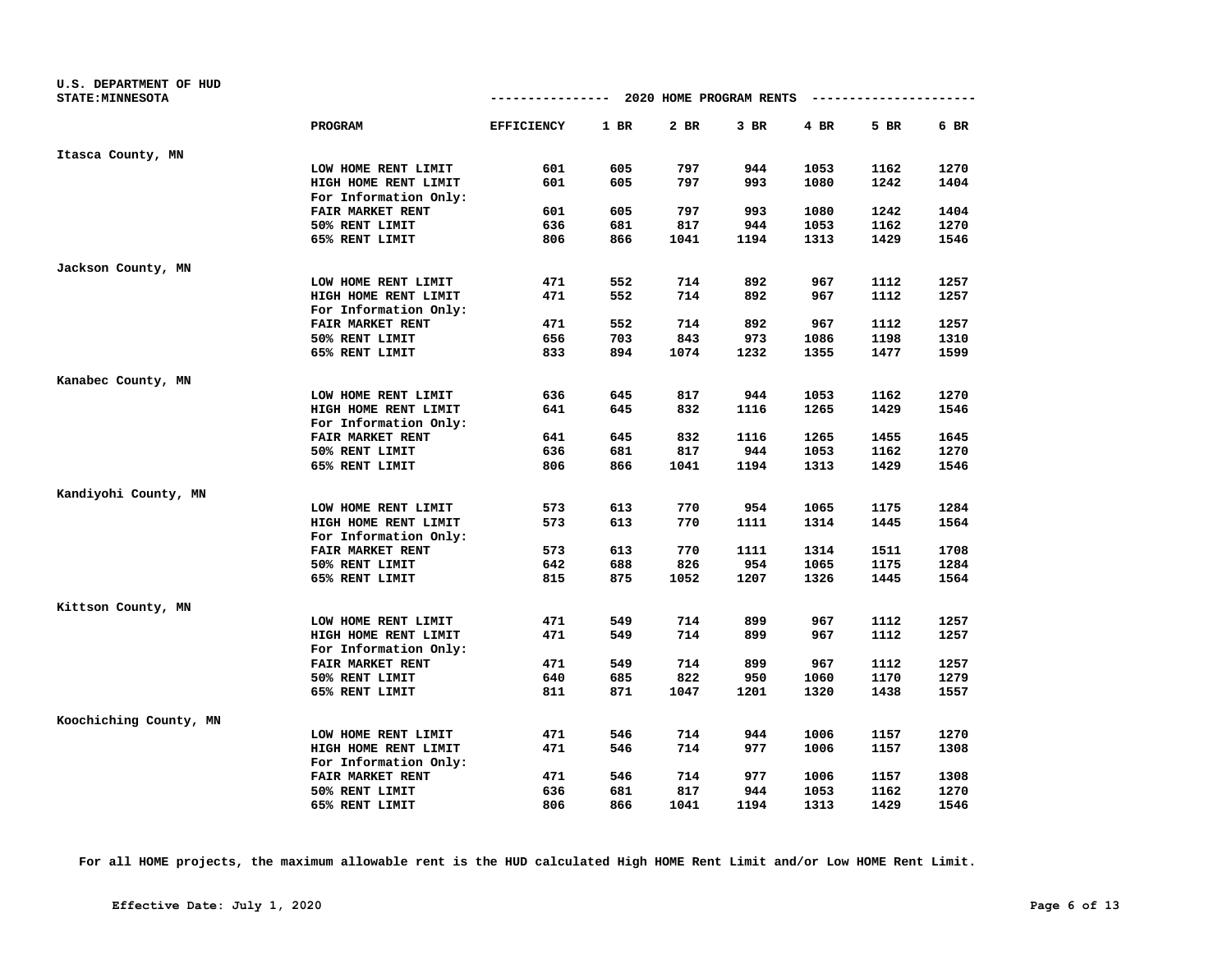U.S. DEPARTMENT OF HUD
STATE:MINNESOTA

## 2020 HOME PROGRAM RENTS

| | PROGRAM | EFFICIENCY | 1 BR | 2 BR | 3 BR | 4 BR | 5 BR | 6 BR |
|---|---|---|---|---|---|---|---|---|
| **Itasca County, MN** | | | | | | | | |
| | LOW HOME RENT LIMIT | 601 | 605 | 797 | 944 | 1053 | 1162 | 1270 |
| | HIGH HOME RENT LIMIT | 601 | 605 | 797 | 993 | 1080 | 1242 | 1404 |
| | For Information Only: | | | | | | | |
| | FAIR MARKET RENT | 601 | 605 | 797 | 993 | 1080 | 1242 | 1404 |
| | 50% RENT LIMIT | 636 | 681 | 817 | 944 | 1053 | 1162 | 1270 |
| | 65% RENT LIMIT | 806 | 866 | 1041 | 1194 | 1313 | 1429 | 1546 |
| **Jackson County, MN** | | | | | | | | |
| | LOW HOME RENT LIMIT | 471 | 552 | 714 | 892 | 967 | 1112 | 1257 |
| | HIGH HOME RENT LIMIT | 471 | 552 | 714 | 892 | 967 | 1112 | 1257 |
| | For Information Only: | | | | | | | |
| | FAIR MARKET RENT | 471 | 552 | 714 | 892 | 967 | 1112 | 1257 |
| | 50% RENT LIMIT | 656 | 703 | 843 | 973 | 1086 | 1198 | 1310 |
| | 65% RENT LIMIT | 833 | 894 | 1074 | 1232 | 1355 | 1477 | 1599 |
| **Kanabec County, MN** | | | | | | | | |
| | LOW HOME RENT LIMIT | 636 | 645 | 817 | 944 | 1053 | 1162 | 1270 |
| | HIGH HOME RENT LIMIT | 641 | 645 | 832 | 1116 | 1265 | 1429 | 1546 |
| | For Information Only: | | | | | | | |
| | FAIR MARKET RENT | 641 | 645 | 832 | 1116 | 1265 | 1455 | 1645 |
| | 50% RENT LIMIT | 636 | 681 | 817 | 944 | 1053 | 1162 | 1270 |
| | 65% RENT LIMIT | 806 | 866 | 1041 | 1194 | 1313 | 1429 | 1546 |
| **Kandiyohi County, MN** | | | | | | | | |
| | LOW HOME RENT LIMIT | 573 | 613 | 770 | 954 | 1065 | 1175 | 1284 |
| | HIGH HOME RENT LIMIT | 573 | 613 | 770 | 1111 | 1314 | 1445 | 1564 |
| | For Information Only: | | | | | | | |
| | FAIR MARKET RENT | 573 | 613 | 770 | 1111 | 1314 | 1511 | 1708 |
| | 50% RENT LIMIT | 642 | 688 | 826 | 954 | 1065 | 1175 | 1284 |
| | 65% RENT LIMIT | 815 | 875 | 1052 | 1207 | 1326 | 1445 | 1564 |
| **Kittson County, MN** | | | | | | | | |
| | LOW HOME RENT LIMIT | 471 | 549 | 714 | 899 | 967 | 1112 | 1257 |
| | HIGH HOME RENT LIMIT | 471 | 549 | 714 | 899 | 967 | 1112 | 1257 |
| | For Information Only: | | | | | | | |
| | FAIR MARKET RENT | 471 | 549 | 714 | 899 | 967 | 1112 | 1257 |
| | 50% RENT LIMIT | 640 | 685 | 822 | 950 | 1060 | 1170 | 1279 |
| | 65% RENT LIMIT | 811 | 871 | 1047 | 1201 | 1320 | 1438 | 1557 |
| **Koochiching County, MN** | | | | | | | | |
| | LOW HOME RENT LIMIT | 471 | 546 | 714 | 944 | 1006 | 1157 | 1270 |
| | HIGH HOME RENT LIMIT | 471 | 546 | 714 | 977 | 1006 | 1157 | 1308 |
| | For Information Only: | | | | | | | |
| | FAIR MARKET RENT | 471 | 546 | 714 | 977 | 1006 | 1157 | 1308 |
| | 50% RENT LIMIT | 636 | 681 | 817 | 944 | 1053 | 1162 | 1270 |
| | 65% RENT LIMIT | 806 | 866 | 1041 | 1194 | 1313 | 1429 | 1546 |

**For all HOME projects, the maximum allowable rent is the HUD calculated High HOME Rent Limit and/or Low HOME Rent Limit.**

**Effective Date: July 1, 2020**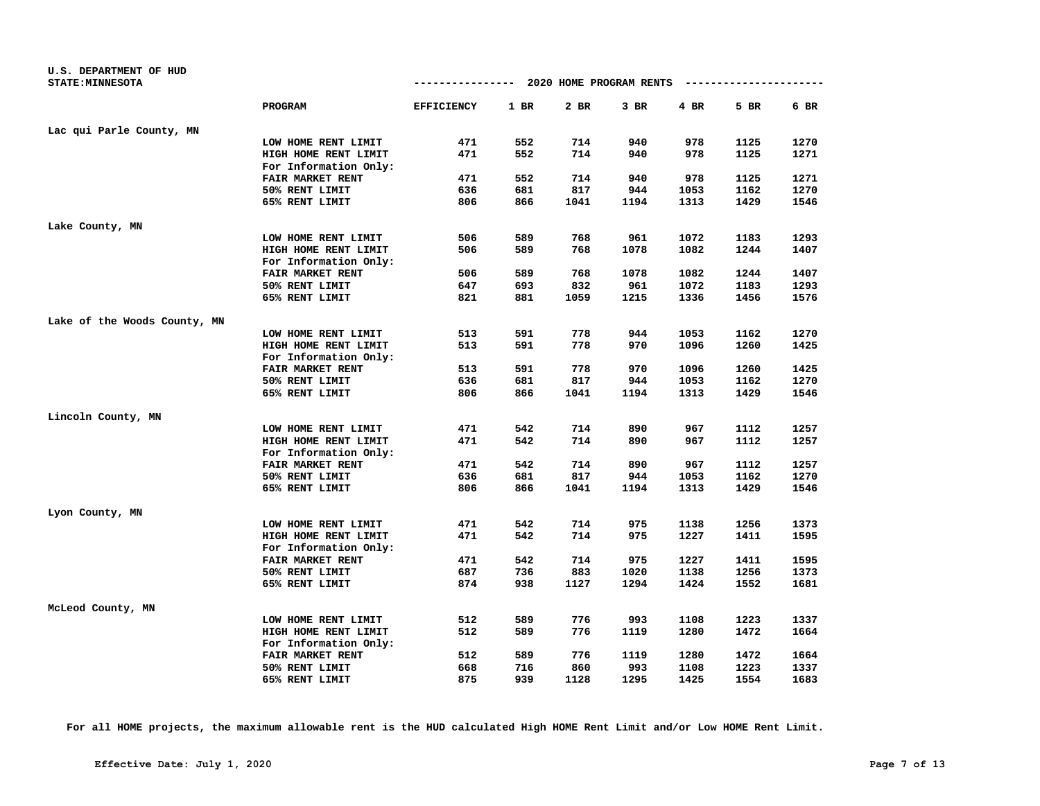U.S. DEPARTMENT OF HUD
STATE:MINNESOTA

## 2020 HOME PROGRAM RENTS

| | PROGRAM | EFFICIENCY | 1 BR | 2 BR | 3 BR | 4 BR | 5 BR | 6 BR |
|---|---|---|---|---|---|---|---|---|
| **Lac qui Parle County, MN** | | | | | | | | |
| | LOW HOME RENT LIMIT | 471 | 552 | 714 | 940 | 978 | 1125 | 1270 |
| | HIGH HOME RENT LIMIT | 471 | 552 | 714 | 940 | 978 | 1125 | 1271 |
| | For Information Only: | | | | | | | |
| | FAIR MARKET RENT | 471 | 552 | 714 | 940 | 978 | 1125 | 1271 |
| | 50% RENT LIMIT | 636 | 681 | 817 | 944 | 1053 | 1162 | 1270 |
| | 65% RENT LIMIT | 806 | 866 | 1041 | 1194 | 1313 | 1429 | 1546 |
| **Lake County, MN** | | | | | | | | |
| | LOW HOME RENT LIMIT | 506 | 589 | 768 | 961 | 1072 | 1183 | 1293 |
| | HIGH HOME RENT LIMIT | 506 | 589 | 768 | 1078 | 1082 | 1244 | 1407 |
| | For Information Only: | | | | | | | |
| | FAIR MARKET RENT | 506 | 589 | 768 | 1078 | 1082 | 1244 | 1407 |
| | 50% RENT LIMIT | 647 | 693 | 832 | 961 | 1072 | 1183 | 1293 |
| | 65% RENT LIMIT | 821 | 881 | 1059 | 1215 | 1336 | 1456 | 1576 |
| **Lake of the Woods County, MN** | | | | | | | | |
| | LOW HOME RENT LIMIT | 513 | 591 | 778 | 944 | 1053 | 1162 | 1270 |
| | HIGH HOME RENT LIMIT | 513 | 591 | 778 | 970 | 1096 | 1260 | 1425 |
| | For Information Only: | | | | | | | |
| | FAIR MARKET RENT | 513 | 591 | 778 | 970 | 1096 | 1260 | 1425 |
| | 50% RENT LIMIT | 636 | 681 | 817 | 944 | 1053 | 1162 | 1270 |
| | 65% RENT LIMIT | 806 | 866 | 1041 | 1194 | 1313 | 1429 | 1546 |
| **Lincoln County, MN** | | | | | | | | |
| | LOW HOME RENT LIMIT | 471 | 542 | 714 | 890 | 967 | 1112 | 1257 |
| | HIGH HOME RENT LIMIT | 471 | 542 | 714 | 890 | 967 | 1112 | 1257 |
| | For Information Only: | | | | | | | |
| | FAIR MARKET RENT | 471 | 542 | 714 | 890 | 967 | 1112 | 1257 |
| | 50% RENT LIMIT | 636 | 681 | 817 | 944 | 1053 | 1162 | 1270 |
| | 65% RENT LIMIT | 806 | 866 | 1041 | 1194 | 1313 | 1429 | 1546 |
| **Lyon County, MN** | | | | | | | | |
| | LOW HOME RENT LIMIT | 471 | 542 | 714 | 975 | 1138 | 1256 | 1373 |
| | HIGH HOME RENT LIMIT | 471 | 542 | 714 | 975 | 1227 | 1411 | 1595 |
| | For Information Only: | | | | | | | |
| | FAIR MARKET RENT | 471 | 542 | 714 | 975 | 1227 | 1411 | 1595 |
| | 50% RENT LIMIT | 687 | 736 | 883 | 1020 | 1138 | 1256 | 1373 |
| | 65% RENT LIMIT | 874 | 938 | 1127 | 1294 | 1424 | 1552 | 1681 |
| **McLeod County, MN** | | | | | | | | |
| | LOW HOME RENT LIMIT | 512 | 589 | 776 | 993 | 1108 | 1223 | 1337 |
| | HIGH HOME RENT LIMIT | 512 | 589 | 776 | 1119 | 1280 | 1472 | 1664 |
| | For Information Only: | | | | | | | |
| | FAIR MARKET RENT | 512 | 589 | 776 | 1119 | 1280 | 1472 | 1664 |
| | 50% RENT LIMIT | 668 | 716 | 860 | 993 | 1108 | 1223 | 1337 |
| | 65% RENT LIMIT | 875 | 939 | 1128 | 1295 | 1425 | 1554 | 1683 |

**For all HOME projects, the maximum allowable rent is the HUD calculated High HOME Rent Limit and/or Low HOME Rent Limit.**

**Effective Date: July 1, 2020**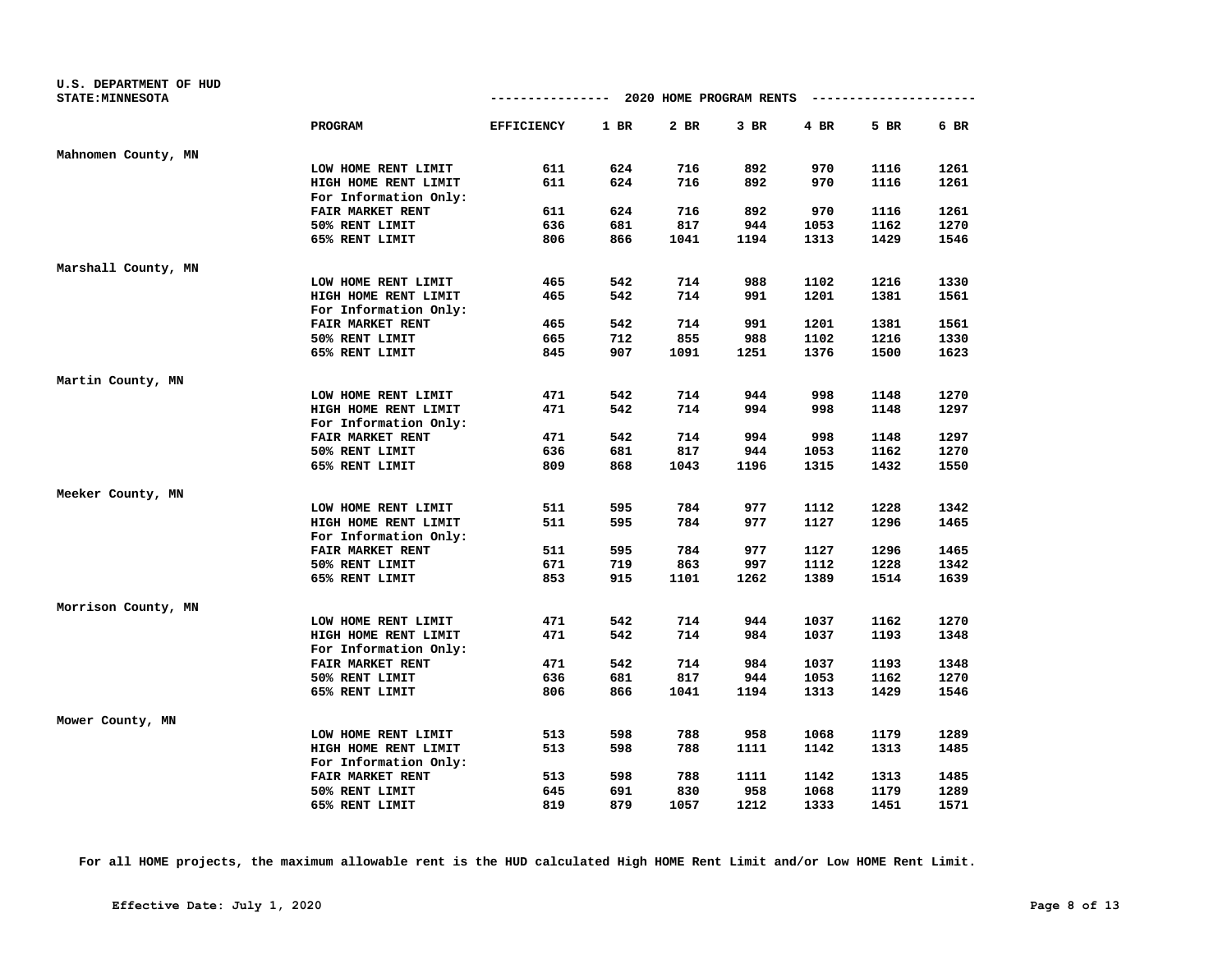U.S. DEPARTMENT OF HUD
STATE:MINNESOTA

**2020 HOME PROGRAM RENTS**

| | PROGRAM | EFFICIENCY | 1 BR | 2 BR | 3 BR | 4 BR | 5 BR | 6 BR |
|---|---|---|---|---|---|---|---|---|
| Mahnomen County, MN | | | | | | | | |
| | LOW HOME RENT LIMIT | 611 | 624 | 716 | 892 | 970 | 1116 | 1261 |
| | HIGH HOME RENT LIMIT | 611 | 624 | 716 | 892 | 970 | 1116 | 1261 |
| | For Information Only: | | | | | | | |
| | FAIR MARKET RENT | 611 | 624 | 716 | 892 | 970 | 1116 | 1261 |
| | 50% RENT LIMIT | 636 | 681 | 817 | 944 | 1053 | 1162 | 1270 |
| | 65% RENT LIMIT | 806 | 866 | 1041 | 1194 | 1313 | 1429 | 1546 |
| Marshall County, MN | | | | | | | | |
| | LOW HOME RENT LIMIT | 465 | 542 | 714 | 988 | 1102 | 1216 | 1330 |
| | HIGH HOME RENT LIMIT | 465 | 542 | 714 | 991 | 1201 | 1381 | 1561 |
| | For Information Only: | | | | | | | |
| | FAIR MARKET RENT | 465 | 542 | 714 | 991 | 1201 | 1381 | 1561 |
| | 50% RENT LIMIT | 665 | 712 | 855 | 988 | 1102 | 1216 | 1330 |
| | 65% RENT LIMIT | 845 | 907 | 1091 | 1251 | 1376 | 1500 | 1623 |
| Martin County, MN | | | | | | | | |
| | LOW HOME RENT LIMIT | 471 | 542 | 714 | 944 | 998 | 1148 | 1270 |
| | HIGH HOME RENT LIMIT | 471 | 542 | 714 | 994 | 998 | 1148 | 1297 |
| | For Information Only: | | | | | | | |
| | FAIR MARKET RENT | 471 | 542 | 714 | 994 | 998 | 1148 | 1297 |
| | 50% RENT LIMIT | 636 | 681 | 817 | 944 | 1053 | 1162 | 1270 |
| | 65% RENT LIMIT | 809 | 868 | 1043 | 1196 | 1315 | 1432 | 1550 |
| Meeker County, MN | | | | | | | | |
| | LOW HOME RENT LIMIT | 511 | 595 | 784 | 977 | 1112 | 1228 | 1342 |
| | HIGH HOME RENT LIMIT | 511 | 595 | 784 | 977 | 1127 | 1296 | 1465 |
| | For Information Only: | | | | | | | |
| | FAIR MARKET RENT | 511 | 595 | 784 | 977 | 1127 | 1296 | 1465 |
| | 50% RENT LIMIT | 671 | 719 | 863 | 997 | 1112 | 1228 | 1342 |
| | 65% RENT LIMIT | 853 | 915 | 1101 | 1262 | 1389 | 1514 | 1639 |
| Morrison County, MN | | | | | | | | |
| | LOW HOME RENT LIMIT | 471 | 542 | 714 | 944 | 1037 | 1162 | 1270 |
| | HIGH HOME RENT LIMIT | 471 | 542 | 714 | 984 | 1037 | 1193 | 1348 |
| | For Information Only: | | | | | | | |
| | FAIR MARKET RENT | 471 | 542 | 714 | 984 | 1037 | 1193 | 1348 |
| | 50% RENT LIMIT | 636 | 681 | 817 | 944 | 1053 | 1162 | 1270 |
| | 65% RENT LIMIT | 806 | 866 | 1041 | 1194 | 1313 | 1429 | 1546 |
| Mower County, MN | | | | | | | | |
| | LOW HOME RENT LIMIT | 513 | 598 | 788 | 958 | 1068 | 1179 | 1289 |
| | HIGH HOME RENT LIMIT | 513 | 598 | 788 | 1111 | 1142 | 1313 | 1485 |
| | For Information Only: | | | | | | | |
| | FAIR MARKET RENT | 513 | 598 | 788 | 1111 | 1142 | 1313 | 1485 |
| | 50% RENT LIMIT | 645 | 691 | 830 | 958 | 1068 | 1179 | 1289 |
| | 65% RENT LIMIT | 819 | 879 | 1057 | 1212 | 1333 | 1451 | 1571 |

**For all HOME projects, the maximum allowable rent is the HUD calculated High HOME Rent Limit and/or Low HOME Rent Limit.**

**Effective Date: July 1, 2020**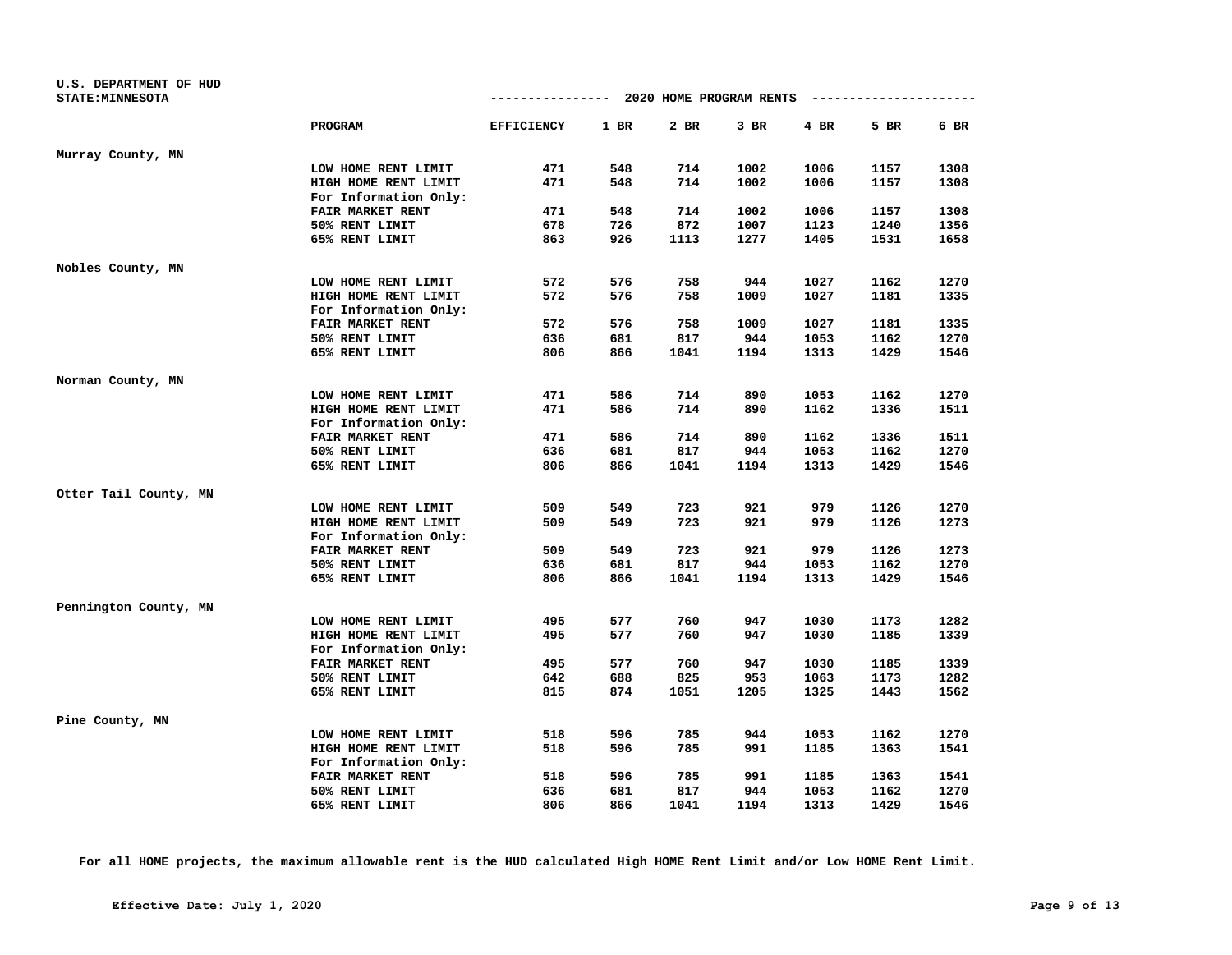U.S. DEPARTMENT OF HUD
STATE:MINNESOTA

## 2020 HOME PROGRAM RENTS

| | PROGRAM | EFFICIENCY | 1 BR | 2 BR | 3 BR | 4 BR | 5 BR | 6 BR |
|---|---|---|---|---|---|---|---|---|
| **Murray County, MN** | | | | | | | | |
| | LOW HOME RENT LIMIT | 471 | 548 | 714 | 1002 | 1006 | 1157 | 1308 |
| | HIGH HOME RENT LIMIT | 471 | 548 | 714 | 1002 | 1006 | 1157 | 1308 |
| | For Information Only: | | | | | | | |
| | FAIR MARKET RENT | 471 | 548 | 714 | 1002 | 1006 | 1157 | 1308 |
| | 50% RENT LIMIT | 678 | 726 | 872 | 1007 | 1123 | 1240 | 1356 |
| | 65% RENT LIMIT | 863 | 926 | 1113 | 1277 | 1405 | 1531 | 1658 |
| **Nobles County, MN** | | | | | | | | |
| | LOW HOME RENT LIMIT | 572 | 576 | 758 | 944 | 1027 | 1162 | 1270 |
| | HIGH HOME RENT LIMIT | 572 | 576 | 758 | 1009 | 1027 | 1181 | 1335 |
| | For Information Only: | | | | | | | |
| | FAIR MARKET RENT | 572 | 576 | 758 | 1009 | 1027 | 1181 | 1335 |
| | 50% RENT LIMIT | 636 | 681 | 817 | 944 | 1053 | 1162 | 1270 |
| | 65% RENT LIMIT | 806 | 866 | 1041 | 1194 | 1313 | 1429 | 1546 |
| **Norman County, MN** | | | | | | | | |
| | LOW HOME RENT LIMIT | 471 | 586 | 714 | 890 | 1053 | 1162 | 1270 |
| | HIGH HOME RENT LIMIT | 471 | 586 | 714 | 890 | 1162 | 1336 | 1511 |
| | For Information Only: | | | | | | | |
| | FAIR MARKET RENT | 471 | 586 | 714 | 890 | 1162 | 1336 | 1511 |
| | 50% RENT LIMIT | 636 | 681 | 817 | 944 | 1053 | 1162 | 1270 |
| | 65% RENT LIMIT | 806 | 866 | 1041 | 1194 | 1313 | 1429 | 1546 |
| **Otter Tail County, MN** | | | | | | | | |
| | LOW HOME RENT LIMIT | 509 | 549 | 723 | 921 | 979 | 1126 | 1270 |
| | HIGH HOME RENT LIMIT | 509 | 549 | 723 | 921 | 979 | 1126 | 1273 |
| | For Information Only: | | | | | | | |
| | FAIR MARKET RENT | 509 | 549 | 723 | 921 | 979 | 1126 | 1273 |
| | 50% RENT LIMIT | 636 | 681 | 817 | 944 | 1053 | 1162 | 1270 |
| | 65% RENT LIMIT | 806 | 866 | 1041 | 1194 | 1313 | 1429 | 1546 |
| **Pennington County, MN** | | | | | | | | |
| | LOW HOME RENT LIMIT | 495 | 577 | 760 | 947 | 1030 | 1173 | 1282 |
| | HIGH HOME RENT LIMIT | 495 | 577 | 760 | 947 | 1030 | 1185 | 1339 |
| | For Information Only: | | | | | | | |
| | FAIR MARKET RENT | 495 | 577 | 760 | 947 | 1030 | 1185 | 1339 |
| | 50% RENT LIMIT | 642 | 688 | 825 | 953 | 1063 | 1173 | 1282 |
| | 65% RENT LIMIT | 815 | 874 | 1051 | 1205 | 1325 | 1443 | 1562 |
| **Pine County, MN** | | | | | | | | |
| | LOW HOME RENT LIMIT | 518 | 596 | 785 | 944 | 1053 | 1162 | 1270 |
| | HIGH HOME RENT LIMIT | 518 | 596 | 785 | 991 | 1185 | 1363 | 1541 |
| | For Information Only: | | | | | | | |
| | FAIR MARKET RENT | 518 | 596 | 785 | 991 | 1185 | 1363 | 1541 |
| | 50% RENT LIMIT | 636 | 681 | 817 | 944 | 1053 | 1162 | 1270 |
| | 65% RENT LIMIT | 806 | 866 | 1041 | 1194 | 1313 | 1429 | 1546 |

**For all HOME projects, the maximum allowable rent is the HUD calculated High HOME Rent Limit and/or Low HOME Rent Limit.**

**Effective Date: July 1, 2020**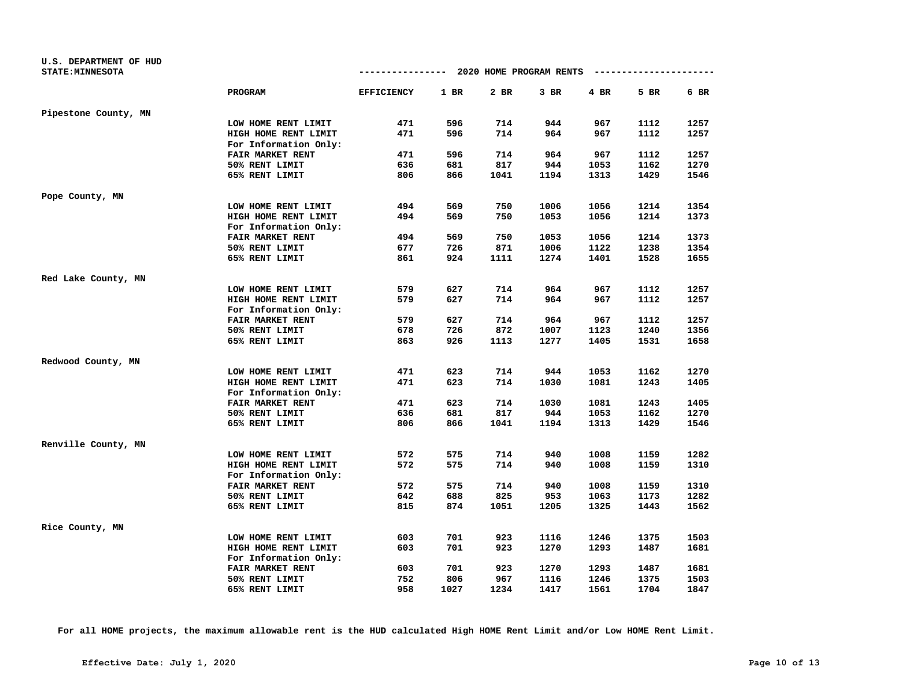U.S. DEPARTMENT OF HUD
STATE:MINNESOTA

## 2020 HOME PROGRAM RENTS

| | PROGRAM | EFFICIENCY | 1 BR | 2 BR | 3 BR | 4 BR | 5 BR | 6 BR |
|---|---|---|---|---|---|---|---|---|
| Pipestone County, MN | | | | | | | | |
| | LOW HOME RENT LIMIT | 471 | 596 | 714 | 944 | 967 | 1112 | 1257 |
| | HIGH HOME RENT LIMIT | 471 | 596 | 714 | 964 | 967 | 1112 | 1257 |
| | For Information Only: | | | | | | | |
| | FAIR MARKET RENT | 471 | 596 | 714 | 964 | 967 | 1112 | 1257 |
| | 50% RENT LIMIT | 636 | 681 | 817 | 944 | 1053 | 1162 | 1270 |
| | 65% RENT LIMIT | 806 | 866 | 1041 | 1194 | 1313 | 1429 | 1546 |
| Pope County, MN | | | | | | | | |
| | LOW HOME RENT LIMIT | 494 | 569 | 750 | 1006 | 1056 | 1214 | 1354 |
| | HIGH HOME RENT LIMIT | 494 | 569 | 750 | 1053 | 1056 | 1214 | 1373 |
| | For Information Only: | | | | | | | |
| | FAIR MARKET RENT | 494 | 569 | 750 | 1053 | 1056 | 1214 | 1373 |
| | 50% RENT LIMIT | 677 | 726 | 871 | 1006 | 1122 | 1238 | 1354 |
| | 65% RENT LIMIT | 861 | 924 | 1111 | 1274 | 1401 | 1528 | 1655 |
| Red Lake County, MN | | | | | | | | |
| | LOW HOME RENT LIMIT | 579 | 627 | 714 | 964 | 967 | 1112 | 1257 |
| | HIGH HOME RENT LIMIT | 579 | 627 | 714 | 964 | 967 | 1112 | 1257 |
| | For Information Only: | | | | | | | |
| | FAIR MARKET RENT | 579 | 627 | 714 | 964 | 967 | 1112 | 1257 |
| | 50% RENT LIMIT | 678 | 726 | 872 | 1007 | 1123 | 1240 | 1356 |
| | 65% RENT LIMIT | 863 | 926 | 1113 | 1277 | 1405 | 1531 | 1658 |
| Redwood County, MN | | | | | | | | |
| | LOW HOME RENT LIMIT | 471 | 623 | 714 | 944 | 1053 | 1162 | 1270 |
| | HIGH HOME RENT LIMIT | 471 | 623 | 714 | 1030 | 1081 | 1243 | 1405 |
| | For Information Only: | | | | | | | |
| | FAIR MARKET RENT | 471 | 623 | 714 | 1030 | 1081 | 1243 | 1405 |
| | 50% RENT LIMIT | 636 | 681 | 817 | 944 | 1053 | 1162 | 1270 |
| | 65% RENT LIMIT | 806 | 866 | 1041 | 1194 | 1313 | 1429 | 1546 |
| Renville County, MN | | | | | | | | |
| | LOW HOME RENT LIMIT | 572 | 575 | 714 | 940 | 1008 | 1159 | 1282 |
| | HIGH HOME RENT LIMIT | 572 | 575 | 714 | 940 | 1008 | 1159 | 1310 |
| | For Information Only: | | | | | | | |
| | FAIR MARKET RENT | 572 | 575 | 714 | 940 | 1008 | 1159 | 1310 |
| | 50% RENT LIMIT | 642 | 688 | 825 | 953 | 1063 | 1173 | 1282 |
| | 65% RENT LIMIT | 815 | 874 | 1051 | 1205 | 1325 | 1443 | 1562 |
| Rice County, MN | | | | | | | | |
| | LOW HOME RENT LIMIT | 603 | 701 | 923 | 1116 | 1246 | 1375 | 1503 |
| | HIGH HOME RENT LIMIT | 603 | 701 | 923 | 1270 | 1293 | 1487 | 1681 |
| | For Information Only: | | | | | | | |
| | FAIR MARKET RENT | 603 | 701 | 923 | 1270 | 1293 | 1487 | 1681 |
| | 50% RENT LIMIT | 752 | 806 | 967 | 1116 | 1246 | 1375 | 1503 |
| | 65% RENT LIMIT | 958 | 1027 | 1234 | 1417 | 1561 | 1704 | 1847 |

**For all HOME projects, the maximum allowable rent is the HUD calculated High HOME Rent Limit and/or Low HOME Rent Limit.**

**Effective Date: July 1, 2020**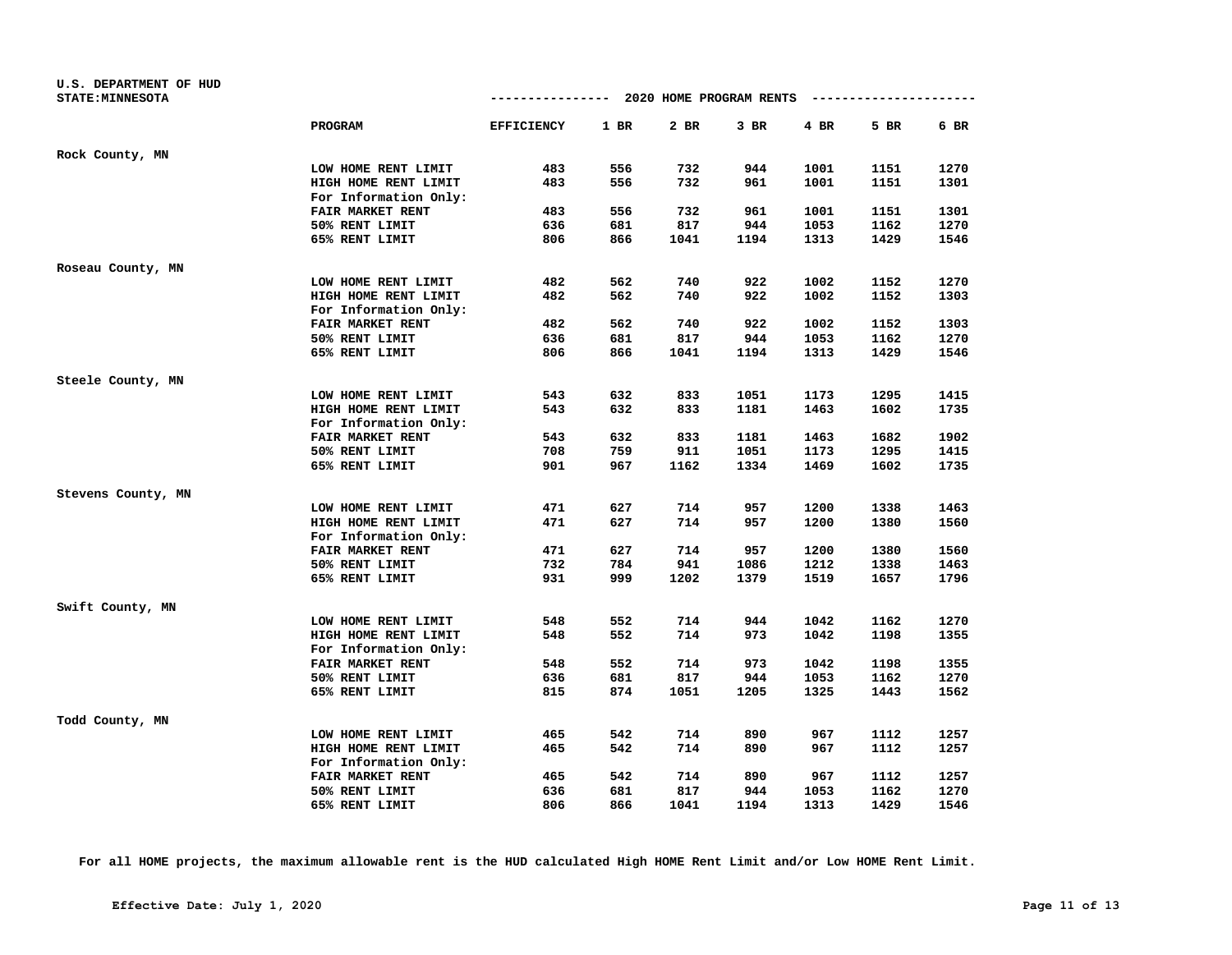U.S. DEPARTMENT OF HUD
STATE:MINNESOTA

## 2020 HOME PROGRAM RENTS

| | PROGRAM | EFFICIENCY | 1 BR | 2 BR | 3 BR | 4 BR | 5 BR | 6 BR |
|---|---|---|---|---|---|---|---|---|
| **Rock County, MN** | | | | | | | | |
| | LOW HOME RENT LIMIT | 483 | 556 | 732 | 944 | 1001 | 1151 | 1270 |
| | HIGH HOME RENT LIMIT | 483 | 556 | 732 | 961 | 1001 | 1151 | 1301 |
| | For Information Only: | | | | | | | |
| | FAIR MARKET RENT | 483 | 556 | 732 | 961 | 1001 | 1151 | 1301 |
| | 50% RENT LIMIT | 636 | 681 | 817 | 944 | 1053 | 1162 | 1270 |
| | 65% RENT LIMIT | 806 | 866 | 1041 | 1194 | 1313 | 1429 | 1546 |
| **Roseau County, MN** | | | | | | | | |
| | LOW HOME RENT LIMIT | 482 | 562 | 740 | 922 | 1002 | 1152 | 1270 |
| | HIGH HOME RENT LIMIT | 482 | 562 | 740 | 922 | 1002 | 1152 | 1303 |
| | For Information Only: | | | | | | | |
| | FAIR MARKET RENT | 482 | 562 | 740 | 922 | 1002 | 1152 | 1303 |
| | 50% RENT LIMIT | 636 | 681 | 817 | 944 | 1053 | 1162 | 1270 |
| | 65% RENT LIMIT | 806 | 866 | 1041 | 1194 | 1313 | 1429 | 1546 |
| **Steele County, MN** | | | | | | | | |
| | LOW HOME RENT LIMIT | 543 | 632 | 833 | 1051 | 1173 | 1295 | 1415 |
| | HIGH HOME RENT LIMIT | 543 | 632 | 833 | 1181 | 1463 | 1602 | 1735 |
| | For Information Only: | | | | | | | |
| | FAIR MARKET RENT | 543 | 632 | 833 | 1181 | 1463 | 1682 | 1902 |
| | 50% RENT LIMIT | 708 | 759 | 911 | 1051 | 1173 | 1295 | 1415 |
| | 65% RENT LIMIT | 901 | 967 | 1162 | 1334 | 1469 | 1602 | 1735 |
| **Stevens County, MN** | | | | | | | | |
| | LOW HOME RENT LIMIT | 471 | 627 | 714 | 957 | 1200 | 1338 | 1463 |
| | HIGH HOME RENT LIMIT | 471 | 627 | 714 | 957 | 1200 | 1380 | 1560 |
| | For Information Only: | | | | | | | |
| | FAIR MARKET RENT | 471 | 627 | 714 | 957 | 1200 | 1380 | 1560 |
| | 50% RENT LIMIT | 732 | 784 | 941 | 1086 | 1212 | 1338 | 1463 |
| | 65% RENT LIMIT | 931 | 999 | 1202 | 1379 | 1519 | 1657 | 1796 |
| **Swift County, MN** | | | | | | | | |
| | LOW HOME RENT LIMIT | 548 | 552 | 714 | 944 | 1042 | 1162 | 1270 |
| | HIGH HOME RENT LIMIT | 548 | 552 | 714 | 973 | 1042 | 1198 | 1355 |
| | For Information Only: | | | | | | | |
| | FAIR MARKET RENT | 548 | 552 | 714 | 973 | 1042 | 1198 | 1355 |
| | 50% RENT LIMIT | 636 | 681 | 817 | 944 | 1053 | 1162 | 1270 |
| | 65% RENT LIMIT | 815 | 874 | 1051 | 1205 | 1325 | 1443 | 1562 |
| **Todd County, MN** | | | | | | | | |
| | LOW HOME RENT LIMIT | 465 | 542 | 714 | 890 | 967 | 1112 | 1257 |
| | HIGH HOME RENT LIMIT | 465 | 542 | 714 | 890 | 967 | 1112 | 1257 |
| | For Information Only: | | | | | | | |
| | FAIR MARKET RENT | 465 | 542 | 714 | 890 | 967 | 1112 | 1257 |
| | 50% RENT LIMIT | 636 | 681 | 817 | 944 | 1053 | 1162 | 1270 |
| | 65% RENT LIMIT | 806 | 866 | 1041 | 1194 | 1313 | 1429 | 1546 |

**For all HOME projects, the maximum allowable rent is the HUD calculated High HOME Rent Limit and/or Low HOME Rent Limit.**

**Effective Date: July 1, 2020**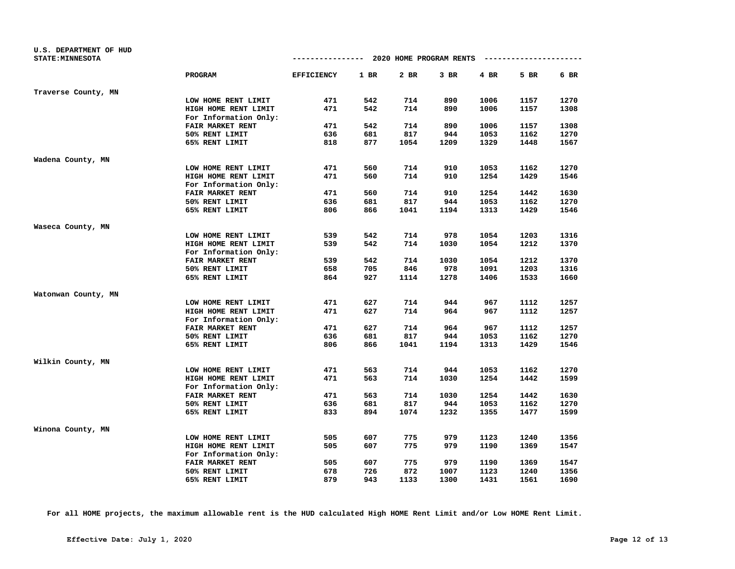U.S. DEPARTMENT OF HUD
STATE:MINNESOTA

## 2020 HOME PROGRAM RENTS

| | PROGRAM | EFFICIENCY | 1 BR | 2 BR | 3 BR | 4 BR | 5 BR | 6 BR |
|---|---|---|---|---|---|---|---|---|
| Traverse County, MN | | | | | | | | |
| | LOW HOME RENT LIMIT | 471 | 542 | 714 | 890 | 1006 | 1157 | 1270 |
| | HIGH HOME RENT LIMIT | 471 | 542 | 714 | 890 | 1006 | 1157 | 1308 |
| | For Information Only: | | | | | | | |
| | FAIR MARKET RENT | 471 | 542 | 714 | 890 | 1006 | 1157 | 1308 |
| | 50% RENT LIMIT | 636 | 681 | 817 | 944 | 1053 | 1162 | 1270 |
| | 65% RENT LIMIT | 818 | 877 | 1054 | 1209 | 1329 | 1448 | 1567 |
| Wadena County, MN | | | | | | | | |
| | LOW HOME RENT LIMIT | 471 | 560 | 714 | 910 | 1053 | 1162 | 1270 |
| | HIGH HOME RENT LIMIT | 471 | 560 | 714 | 910 | 1254 | 1429 | 1546 |
| | For Information Only: | | | | | | | |
| | FAIR MARKET RENT | 471 | 560 | 714 | 910 | 1254 | 1442 | 1630 |
| | 50% RENT LIMIT | 636 | 681 | 817 | 944 | 1053 | 1162 | 1270 |
| | 65% RENT LIMIT | 806 | 866 | 1041 | 1194 | 1313 | 1429 | 1546 |
| Waseca County, MN | | | | | | | | |
| | LOW HOME RENT LIMIT | 539 | 542 | 714 | 978 | 1054 | 1203 | 1316 |
| | HIGH HOME RENT LIMIT | 539 | 542 | 714 | 1030 | 1054 | 1212 | 1370 |
| | For Information Only: | | | | | | | |
| | FAIR MARKET RENT | 539 | 542 | 714 | 1030 | 1054 | 1212 | 1370 |
| | 50% RENT LIMIT | 658 | 705 | 846 | 978 | 1091 | 1203 | 1316 |
| | 65% RENT LIMIT | 864 | 927 | 1114 | 1278 | 1406 | 1533 | 1660 |
| Watonwan County, MN | | | | | | | | |
| | LOW HOME RENT LIMIT | 471 | 627 | 714 | 944 | 967 | 1112 | 1257 |
| | HIGH HOME RENT LIMIT | 471 | 627 | 714 | 964 | 967 | 1112 | 1257 |
| | For Information Only: | | | | | | | |
| | FAIR MARKET RENT | 471 | 627 | 714 | 964 | 967 | 1112 | 1257 |
| | 50% RENT LIMIT | 636 | 681 | 817 | 944 | 1053 | 1162 | 1270 |
| | 65% RENT LIMIT | 806 | 866 | 1041 | 1194 | 1313 | 1429 | 1546 |
| Wilkin County, MN | | | | | | | | |
| | LOW HOME RENT LIMIT | 471 | 563 | 714 | 944 | 1053 | 1162 | 1270 |
| | HIGH HOME RENT LIMIT | 471 | 563 | 714 | 1030 | 1254 | 1442 | 1599 |
| | For Information Only: | | | | | | | |
| | FAIR MARKET RENT | 471 | 563 | 714 | 1030 | 1254 | 1442 | 1630 |
| | 50% RENT LIMIT | 636 | 681 | 817 | 944 | 1053 | 1162 | 1270 |
| | 65% RENT LIMIT | 833 | 894 | 1074 | 1232 | 1355 | 1477 | 1599 |
| Winona County, MN | | | | | | | | |
| | LOW HOME RENT LIMIT | 505 | 607 | 775 | 979 | 1123 | 1240 | 1356 |
| | HIGH HOME RENT LIMIT | 505 | 607 | 775 | 979 | 1190 | 1369 | 1547 |
| | For Information Only: | | | | | | | |
| | FAIR MARKET RENT | 505 | 607 | 775 | 979 | 1190 | 1369 | 1547 |
| | 50% RENT LIMIT | 678 | 726 | 872 | 1007 | 1123 | 1240 | 1356 |
| | 65% RENT LIMIT | 879 | 943 | 1133 | 1300 | 1431 | 1561 | 1690 |

**For all HOME projects, the maximum allowable rent is the HUD calculated High HOME Rent Limit and/or Low HOME Rent Limit.**

**Effective Date: July 1, 2020**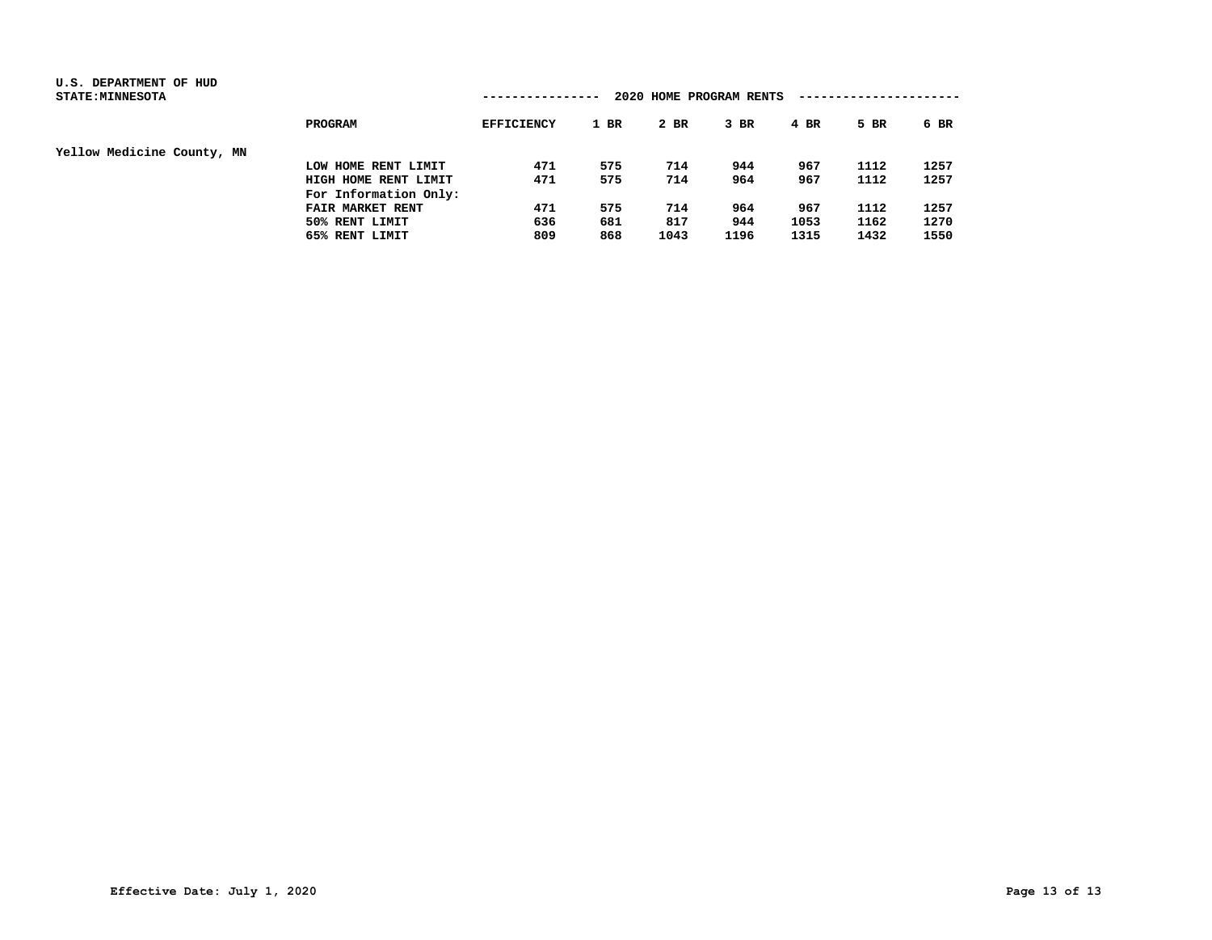U.S. DEPARTMENT OF HUD
STATE:MINNESOTA

## 2020 HOME PROGRAM RENTS

| | PROGRAM | EFFICIENCY | 1 BR | 2 BR | 3 BR | 4 BR | 5 BR | 6 BR |
|---|---|---|---|---|---|---|---|---|
| Yellow Medicine County, MN | | | | | | | | |
| | LOW HOME RENT LIMIT | 471 | 575 | 714 | 944 | 967 | 1112 | 1257 |
| | HIGH HOME RENT LIMIT | 471 | 575 | 714 | 964 | 967 | 1112 | 1257 |
| | For Information Only: | | | | | | | |
| | FAIR MARKET RENT | 471 | 575 | 714 | 964 | 967 | 1112 | 1257 |
| | 50% RENT LIMIT | 636 | 681 | 817 | 944 | 1053 | 1162 | 1270 |
| | 65% RENT LIMIT | 809 | 868 | 1043 | 1196 | 1315 | 1432 | 1550 |

Effective Date: July 1, 2020